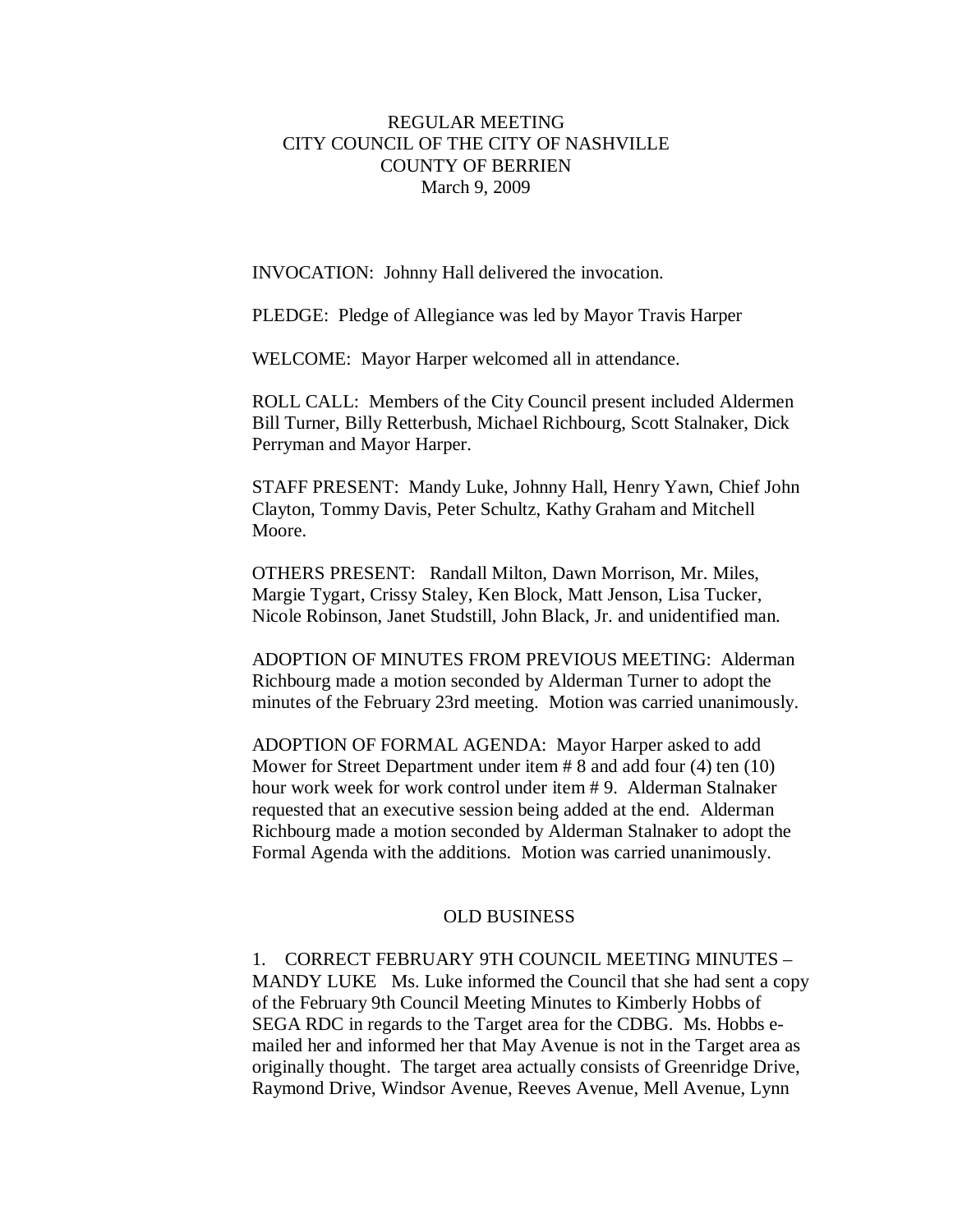REGULAR MEETING
CITY COUNCIL OF THE CITY OF NASHVILLE
COUNTY OF BERRIEN
March 9, 2009

INVOCATION: Johnny Hall delivered the invocation.

PLEDGE: Pledge of Allegiance was led by Mayor Travis Harper

WELCOME: Mayor Harper welcomed all in attendance.

ROLL CALL: Members of the City Council present included Aldermen Bill Turner, Billy Retterbush, Michael Richbourg, Scott Stalnaker, Dick Perryman and Mayor Harper.

STAFF PRESENT: Mandy Luke, Johnny Hall, Henry Yawn, Chief John Clayton, Tommy Davis, Peter Schultz, Kathy Graham and Mitchell Moore.

OTHERS PRESENT: Randall Milton, Dawn Morrison, Mr. Miles, Margie Tygart, Crissy Staley, Ken Block, Matt Jenson, Lisa Tucker, Nicole Robinson, Janet Studstill, John Black, Jr. and unidentified man.

ADOPTION OF MINUTES FROM PREVIOUS MEETING: Alderman Richbourg made a motion seconded by Alderman Turner to adopt the minutes of the February 23rd meeting. Motion was carried unanimously.

ADOPTION OF FORMAL AGENDA: Mayor Harper asked to add Mower for Street Department under item # 8 and add four (4) ten (10) hour work week for work control under item # 9. Alderman Stalnaker requested that an executive session being added at the end. Alderman Richbourg made a motion seconded by Alderman Stalnaker to adopt the Formal Agenda with the additions. Motion was carried unanimously.

## OLD BUSINESS

1. CORRECT FEBRUARY 9TH COUNCIL MEETING MINUTES – MANDY LUKE Ms. Luke informed the Council that she had sent a copy of the February 9th Council Meeting Minutes to Kimberly Hobbs of SEGA RDC in regards to the Target area for the CDBG. Ms. Hobbs e-mailed her and informed her that May Avenue is not in the Target area as originally thought. The target area actually consists of Greenridge Drive, Raymond Drive, Windsor Avenue, Reeves Avenue, Mell Avenue, Lynn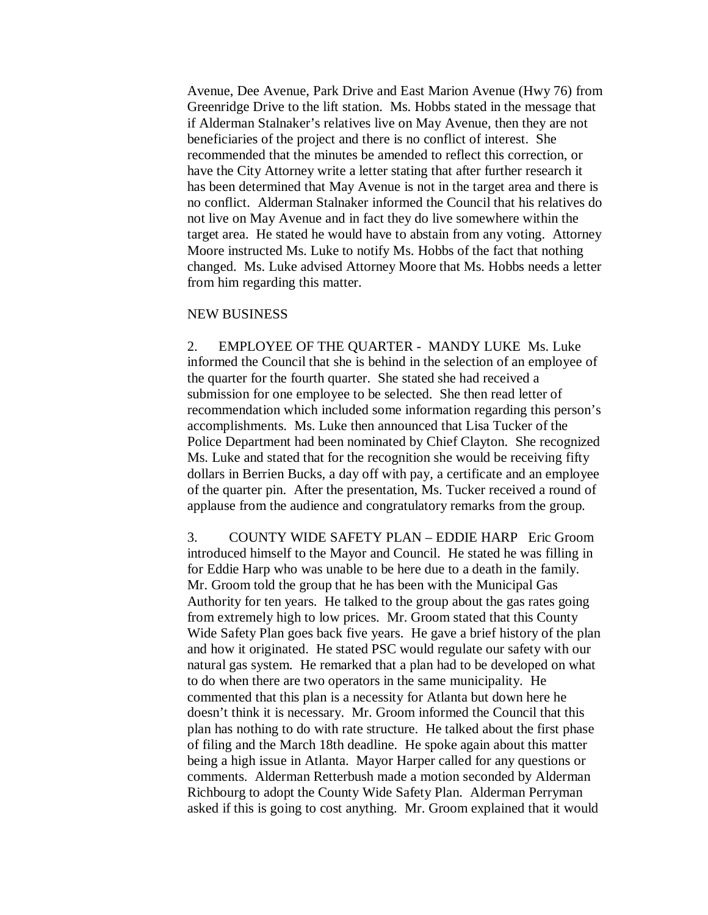Avenue, Dee Avenue, Park Drive and East Marion Avenue (Hwy 76) from Greenridge Drive to the lift station. Ms. Hobbs stated in the message that if Alderman Stalnaker's relatives live on May Avenue, then they are not beneficiaries of the project and there is no conflict of interest. She recommended that the minutes be amended to reflect this correction, or have the City Attorney write a letter stating that after further research it has been determined that May Avenue is not in the target area and there is no conflict. Alderman Stalnaker informed the Council that his relatives do not live on May Avenue and in fact they do live somewhere within the target area. He stated he would have to abstain from any voting. Attorney Moore instructed Ms. Luke to notify Ms. Hobbs of the fact that nothing changed. Ms. Luke advised Attorney Moore that Ms. Hobbs needs a letter from him regarding this matter.

NEW BUSINESS

2. EMPLOYEE OF THE QUARTER - MANDY LUKE Ms. Luke informed the Council that she is behind in the selection of an employee of the quarter for the fourth quarter. She stated she had received a submission for one employee to be selected. She then read letter of recommendation which included some information regarding this person's accomplishments. Ms. Luke then announced that Lisa Tucker of the Police Department had been nominated by Chief Clayton. She recognized Ms. Luke and stated that for the recognition she would be receiving fifty dollars in Berrien Bucks, a day off with pay, a certificate and an employee of the quarter pin. After the presentation, Ms. Tucker received a round of applause from the audience and congratulatory remarks from the group.

3. COUNTY WIDE SAFETY PLAN – EDDIE HARP Eric Groom introduced himself to the Mayor and Council. He stated he was filling in for Eddie Harp who was unable to be here due to a death in the family. Mr. Groom told the group that he has been with the Municipal Gas Authority for ten years. He talked to the group about the gas rates going from extremely high to low prices. Mr. Groom stated that this County Wide Safety Plan goes back five years. He gave a brief history of the plan and how it originated. He stated PSC would regulate our safety with our natural gas system. He remarked that a plan had to be developed on what to do when there are two operators in the same municipality. He commented that this plan is a necessity for Atlanta but down here he doesn't think it is necessary. Mr. Groom informed the Council that this plan has nothing to do with rate structure. He talked about the first phase of filing and the March 18th deadline. He spoke again about this matter being a high issue in Atlanta. Mayor Harper called for any questions or comments. Alderman Retterbush made a motion seconded by Alderman Richbourg to adopt the County Wide Safety Plan. Alderman Perryman asked if this is going to cost anything. Mr. Groom explained that it would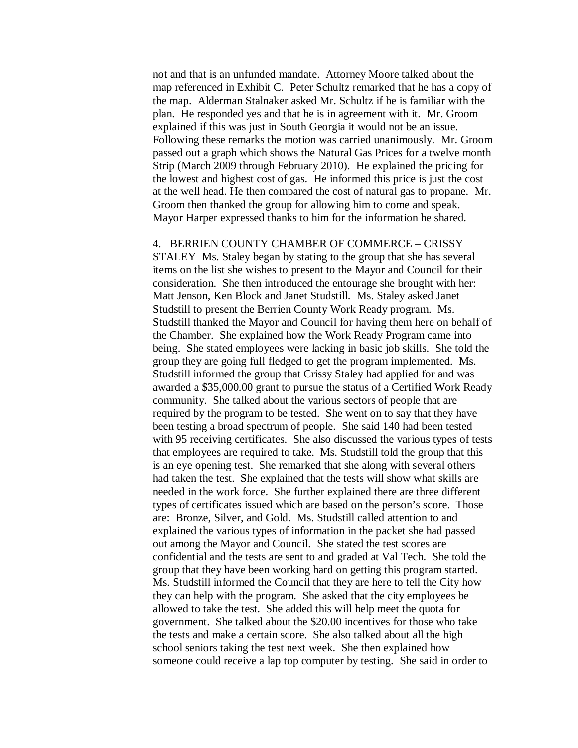not and that is an unfunded mandate. Attorney Moore talked about the map referenced in Exhibit C. Peter Schultz remarked that he has a copy of the map. Alderman Stalnaker asked Mr. Schultz if he is familiar with the plan. He responded yes and that he is in agreement with it. Mr. Groom explained if this was just in South Georgia it would not be an issue. Following these remarks the motion was carried unanimously. Mr. Groom passed out a graph which shows the Natural Gas Prices for a twelve month Strip (March 2009 through February 2010). He explained the pricing for the lowest and highest cost of gas. He informed this price is just the cost at the well head. He then compared the cost of natural gas to propane. Mr. Groom then thanked the group for allowing him to come and speak. Mayor Harper expressed thanks to him for the information he shared.

4. BERRIEN COUNTY CHAMBER OF COMMERCE – CRISSY STALEY Ms. Staley began by stating to the group that she has several items on the list she wishes to present to the Mayor and Council for their consideration. She then introduced the entourage she brought with her: Matt Jenson, Ken Block and Janet Studstill. Ms. Staley asked Janet Studstill to present the Berrien County Work Ready program. Ms. Studstill thanked the Mayor and Council for having them here on behalf of the Chamber. She explained how the Work Ready Program came into being. She stated employees were lacking in basic job skills. She told the group they are going full fledged to get the program implemented. Ms. Studstill informed the group that Crissy Staley had applied for and was awarded a $35,000.00 grant to pursue the status of a Certified Work Ready community. She talked about the various sectors of people that are required by the program to be tested. She went on to say that they have been testing a broad spectrum of people. She said 140 had been tested with 95 receiving certificates. She also discussed the various types of tests that employees are required to take. Ms. Studstill told the group that this is an eye opening test. She remarked that she along with several others had taken the test. She explained that the tests will show what skills are needed in the work force. She further explained there are three different types of certificates issued which are based on the person's score. Those are: Bronze, Silver, and Gold. Ms. Studstill called attention to and explained the various types of information in the packet she had passed out among the Mayor and Council. She stated the test scores are confidential and the tests are sent to and graded at Val Tech. She told the group that they have been working hard on getting this program started. Ms. Studstill informed the Council that they are here to tell the City how they can help with the program. She asked that the city employees be allowed to take the test. She added this will help meet the quota for government. She talked about the $20.00 incentives for those who take the tests and make a certain score. She also talked about all the high school seniors taking the test next week. She then explained how someone could receive a lap top computer by testing. She said in order to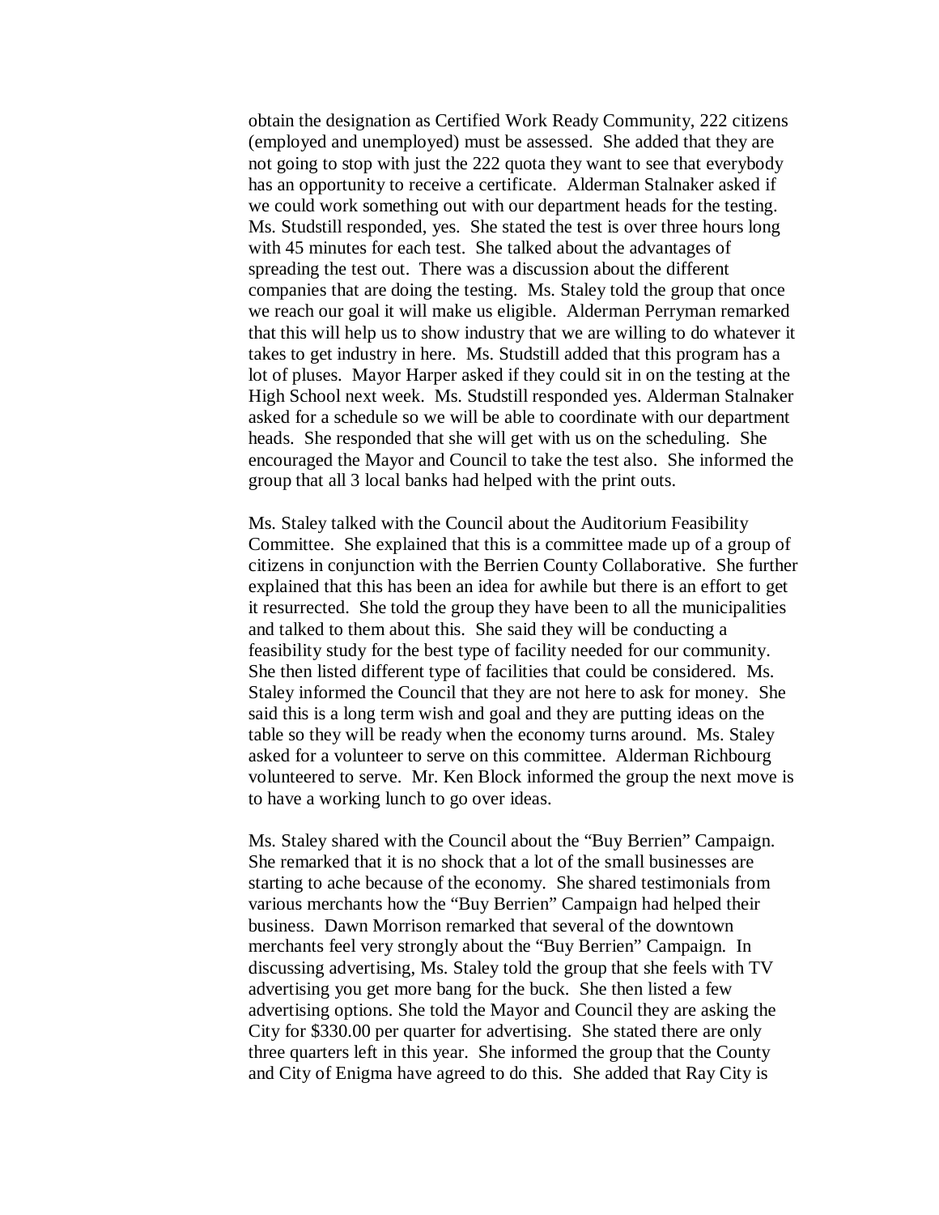obtain the designation as Certified Work Ready Community, 222 citizens (employed and unemployed) must be assessed. She added that they are not going to stop with just the 222 quota they want to see that everybody has an opportunity to receive a certificate. Alderman Stalnaker asked if we could work something out with our department heads for the testing. Ms. Studstill responded, yes. She stated the test is over three hours long with 45 minutes for each test. She talked about the advantages of spreading the test out. There was a discussion about the different companies that are doing the testing. Ms. Staley told the group that once we reach our goal it will make us eligible. Alderman Perryman remarked that this will help us to show industry that we are willing to do whatever it takes to get industry in here. Ms. Studstill added that this program has a lot of pluses. Mayor Harper asked if they could sit in on the testing at the High School next week. Ms. Studstill responded yes. Alderman Stalnaker asked for a schedule so we will be able to coordinate with our department heads. She responded that she will get with us on the scheduling. She encouraged the Mayor and Council to take the test also. She informed the group that all 3 local banks had helped with the print outs.

Ms. Staley talked with the Council about the Auditorium Feasibility Committee. She explained that this is a committee made up of a group of citizens in conjunction with the Berrien County Collaborative. She further explained that this has been an idea for awhile but there is an effort to get it resurrected. She told the group they have been to all the municipalities and talked to them about this. She said they will be conducting a feasibility study for the best type of facility needed for our community. She then listed different type of facilities that could be considered. Ms. Staley informed the Council that they are not here to ask for money. She said this is a long term wish and goal and they are putting ideas on the table so they will be ready when the economy turns around. Ms. Staley asked for a volunteer to serve on this committee. Alderman Richbourg volunteered to serve. Mr. Ken Block informed the group the next move is to have a working lunch to go over ideas.

Ms. Staley shared with the Council about the "Buy Berrien" Campaign. She remarked that it is no shock that a lot of the small businesses are starting to ache because of the economy. She shared testimonials from various merchants how the "Buy Berrien" Campaign had helped their business. Dawn Morrison remarked that several of the downtown merchants feel very strongly about the "Buy Berrien" Campaign. In discussing advertising, Ms. Staley told the group that she feels with TV advertising you get more bang for the buck. She then listed a few advertising options. She told the Mayor and Council they are asking the City for $330.00 per quarter for advertising. She stated there are only three quarters left in this year. She informed the group that the County and City of Enigma have agreed to do this. She added that Ray City is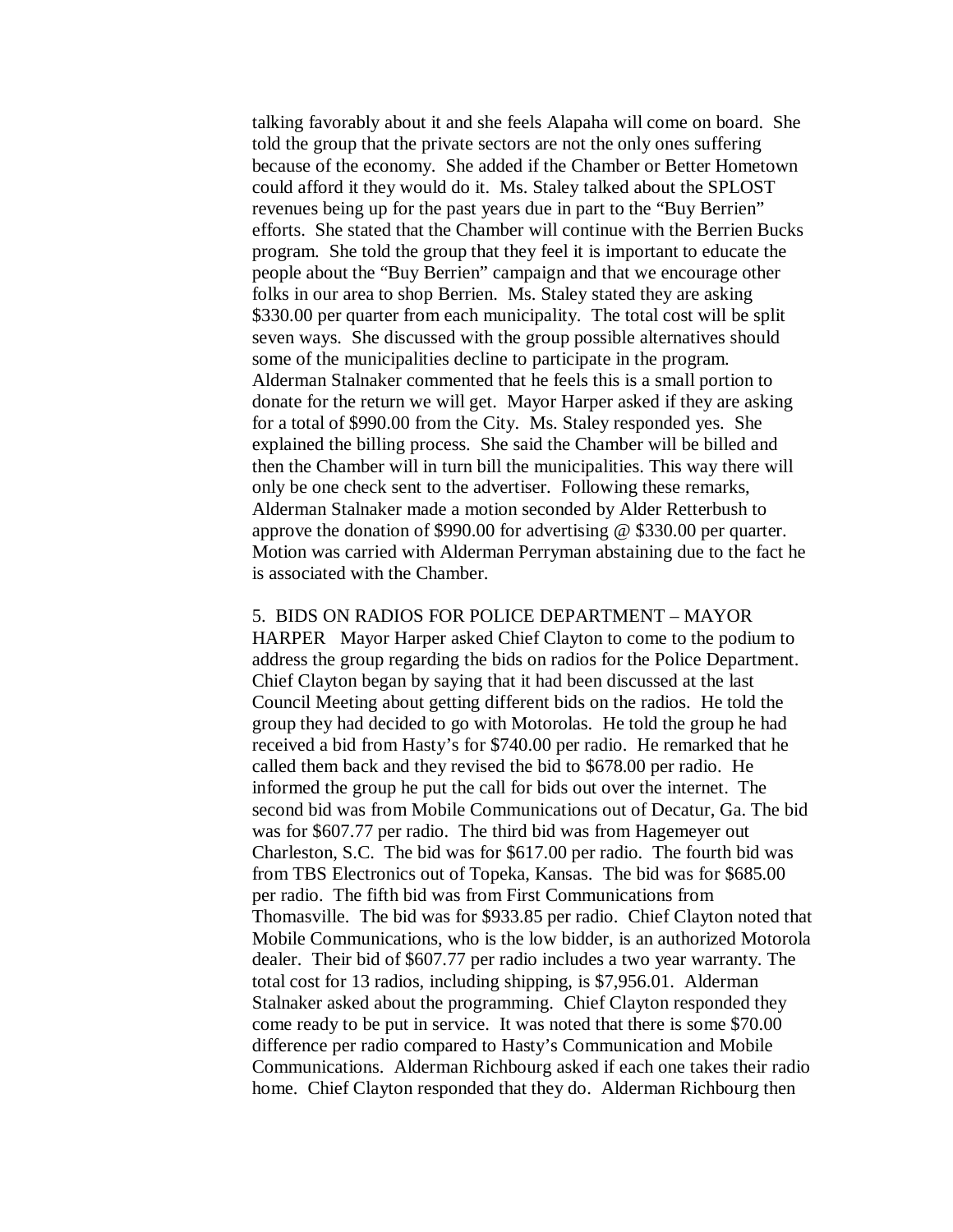talking favorably about it and she feels Alapaha will come on board. She told the group that the private sectors are not the only ones suffering because of the economy. She added if the Chamber or Better Hometown could afford it they would do it. Ms. Staley talked about the SPLOST revenues being up for the past years due in part to the "Buy Berrien" efforts. She stated that the Chamber will continue with the Berrien Bucks program. She told the group that they feel it is important to educate the people about the "Buy Berrien" campaign and that we encourage other folks in our area to shop Berrien. Ms. Staley stated they are asking $330.00 per quarter from each municipality. The total cost will be split seven ways. She discussed with the group possible alternatives should some of the municipalities decline to participate in the program. Alderman Stalnaker commented that he feels this is a small portion to donate for the return we will get. Mayor Harper asked if they are asking for a total of $990.00 from the City. Ms. Staley responded yes. She explained the billing process. She said the Chamber will be billed and then the Chamber will in turn bill the municipalities. This way there will only be one check sent to the advertiser. Following these remarks, Alderman Stalnaker made a motion seconded by Alder Retterbush to approve the donation of $990.00 for advertising @ $330.00 per quarter. Motion was carried with Alderman Perryman abstaining due to the fact he is associated with the Chamber.

5. BIDS ON RADIOS FOR POLICE DEPARTMENT – MAYOR HARPER Mayor Harper asked Chief Clayton to come to the podium to address the group regarding the bids on radios for the Police Department. Chief Clayton began by saying that it had been discussed at the last Council Meeting about getting different bids on the radios. He told the group they had decided to go with Motorolas. He told the group he had received a bid from Hasty's for $740.00 per radio. He remarked that he called them back and they revised the bid to $678.00 per radio. He informed the group he put the call for bids out over the internet. The second bid was from Mobile Communications out of Decatur, Ga. The bid was for $607.77 per radio. The third bid was from Hagemeyer out Charleston, S.C. The bid was for $617.00 per radio. The fourth bid was from TBS Electronics out of Topeka, Kansas. The bid was for $685.00 per radio. The fifth bid was from First Communications from Thomasville. The bid was for $933.85 per radio. Chief Clayton noted that Mobile Communications, who is the low bidder, is an authorized Motorola dealer. Their bid of $607.77 per radio includes a two year warranty. The total cost for 13 radios, including shipping, is $7,956.01. Alderman Stalnaker asked about the programming. Chief Clayton responded they come ready to be put in service. It was noted that there is some $70.00 difference per radio compared to Hasty's Communication and Mobile Communications. Alderman Richbourg asked if each one takes their radio home. Chief Clayton responded that they do. Alderman Richbourg then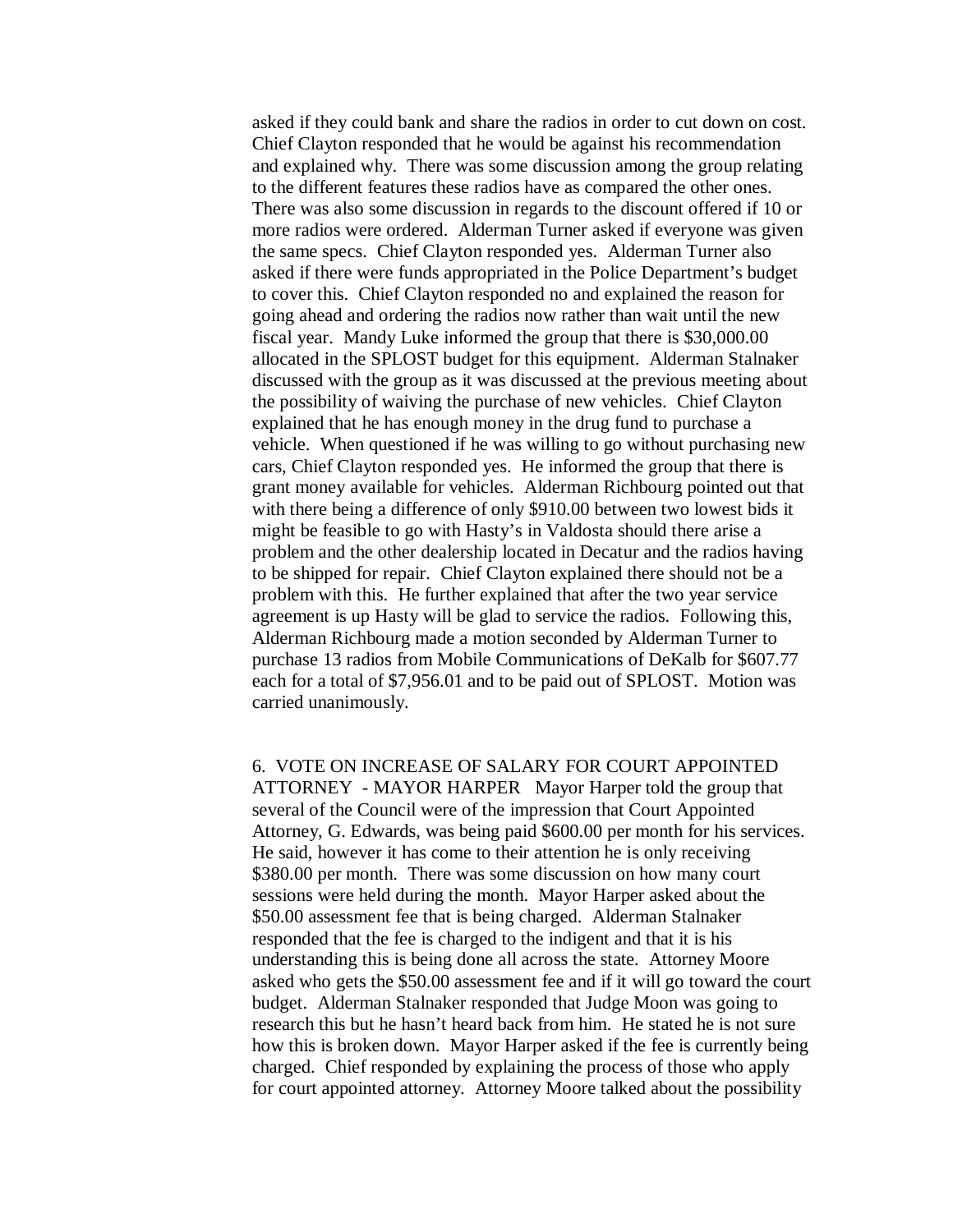asked if they could bank and share the radios in order to cut down on cost. Chief Clayton responded that he would be against his recommendation and explained why. There was some discussion among the group relating to the different features these radios have as compared the other ones. There was also some discussion in regards to the discount offered if 10 or more radios were ordered. Alderman Turner asked if everyone was given the same specs. Chief Clayton responded yes. Alderman Turner also asked if there were funds appropriated in the Police Department's budget to cover this. Chief Clayton responded no and explained the reason for going ahead and ordering the radios now rather than wait until the new fiscal year. Mandy Luke informed the group that there is $30,000.00 allocated in the SPLOST budget for this equipment. Alderman Stalnaker discussed with the group as it was discussed at the previous meeting about the possibility of waiving the purchase of new vehicles. Chief Clayton explained that he has enough money in the drug fund to purchase a vehicle. When questioned if he was willing to go without purchasing new cars, Chief Clayton responded yes. He informed the group that there is grant money available for vehicles. Alderman Richbourg pointed out that with there being a difference of only $910.00 between two lowest bids it might be feasible to go with Hasty's in Valdosta should there arise a problem and the other dealership located in Decatur and the radios having to be shipped for repair. Chief Clayton explained there should not be a problem with this. He further explained that after the two year service agreement is up Hasty will be glad to service the radios. Following this, Alderman Richbourg made a motion seconded by Alderman Turner to purchase 13 radios from Mobile Communications of DeKalb for $607.77 each for a total of $7,956.01 and to be paid out of SPLOST. Motion was carried unanimously.

6. VOTE ON INCREASE OF SALARY FOR COURT APPOINTED ATTORNEY - MAYOR HARPER Mayor Harper told the group that several of the Council were of the impression that Court Appointed Attorney, G. Edwards, was being paid $600.00 per month for his services. He said, however it has come to their attention he is only receiving $380.00 per month. There was some discussion on how many court sessions were held during the month. Mayor Harper asked about the $50.00 assessment fee that is being charged. Alderman Stalnaker responded that the fee is charged to the indigent and that it is his understanding this is being done all across the state. Attorney Moore asked who gets the $50.00 assessment fee and if it will go toward the court budget. Alderman Stalnaker responded that Judge Moon was going to research this but he hasn't heard back from him. He stated he is not sure how this is broken down. Mayor Harper asked if the fee is currently being charged. Chief responded by explaining the process of those who apply for court appointed attorney. Attorney Moore talked about the possibility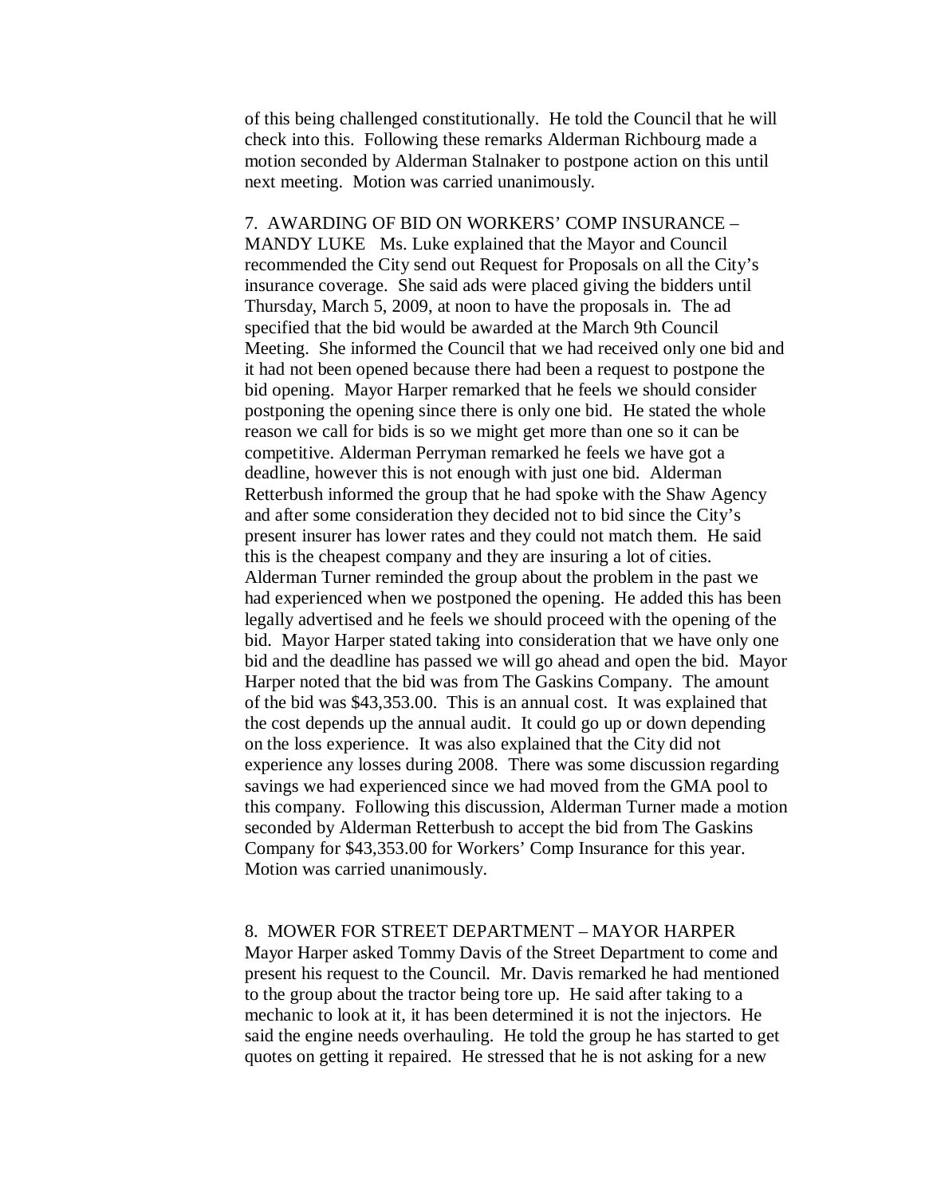of this being challenged constitutionally. He told the Council that he will check into this. Following these remarks Alderman Richbourg made a motion seconded by Alderman Stalnaker to postpone action on this until next meeting. Motion was carried unanimously.

7. AWARDING OF BID ON WORKERS' COMP INSURANCE – MANDY LUKE Ms. Luke explained that the Mayor and Council recommended the City send out Request for Proposals on all the City's insurance coverage. She said ads were placed giving the bidders until Thursday, March 5, 2009, at noon to have the proposals in. The ad specified that the bid would be awarded at the March 9th Council Meeting. She informed the Council that we had received only one bid and it had not been opened because there had been a request to postpone the bid opening. Mayor Harper remarked that he feels we should consider postponing the opening since there is only one bid. He stated the whole reason we call for bids is so we might get more than one so it can be competitive. Alderman Perryman remarked he feels we have got a deadline, however this is not enough with just one bid. Alderman Retterbush informed the group that he had spoke with the Shaw Agency and after some consideration they decided not to bid since the City's present insurer has lower rates and they could not match them. He said this is the cheapest company and they are insuring a lot of cities. Alderman Turner reminded the group about the problem in the past we had experienced when we postponed the opening. He added this has been legally advertised and he feels we should proceed with the opening of the bid. Mayor Harper stated taking into consideration that we have only one bid and the deadline has passed we will go ahead and open the bid. Mayor Harper noted that the bid was from The Gaskins Company. The amount of the bid was $43,353.00. This is an annual cost. It was explained that the cost depends up the annual audit. It could go up or down depending on the loss experience. It was also explained that the City did not experience any losses during 2008. There was some discussion regarding savings we had experienced since we had moved from the GMA pool to this company. Following this discussion, Alderman Turner made a motion seconded by Alderman Retterbush to accept the bid from The Gaskins Company for $43,353.00 for Workers' Comp Insurance for this year. Motion was carried unanimously.

8. MOWER FOR STREET DEPARTMENT – MAYOR HARPER Mayor Harper asked Tommy Davis of the Street Department to come and present his request to the Council. Mr. Davis remarked he had mentioned to the group about the tractor being tore up. He said after taking to a mechanic to look at it, it has been determined it is not the injectors. He said the engine needs overhauling. He told the group he has started to get quotes on getting it repaired. He stressed that he is not asking for a new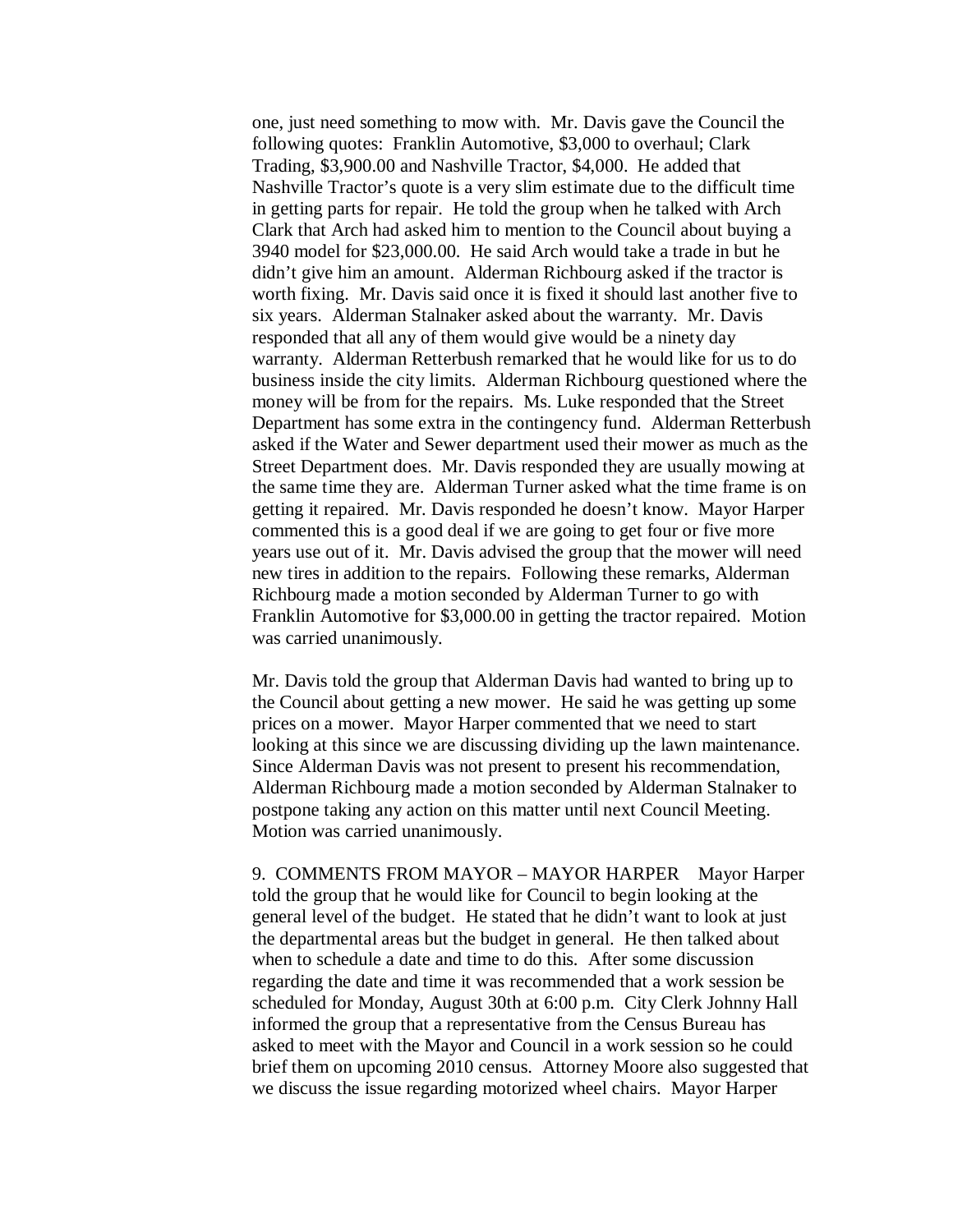one, just need something to mow with. Mr. Davis gave the Council the following quotes: Franklin Automotive, $3,000 to overhaul; Clark Trading, $3,900.00 and Nashville Tractor, $4,000. He added that Nashville Tractor's quote is a very slim estimate due to the difficult time in getting parts for repair. He told the group when he talked with Arch Clark that Arch had asked him to mention to the Council about buying a 3940 model for $23,000.00. He said Arch would take a trade in but he didn't give him an amount. Alderman Richbourg asked if the tractor is worth fixing. Mr. Davis said once it is fixed it should last another five to six years. Alderman Stalnaker asked about the warranty. Mr. Davis responded that all any of them would give would be a ninety day warranty. Alderman Retterbush remarked that he would like for us to do business inside the city limits. Alderman Richbourg questioned where the money will be from for the repairs. Ms. Luke responded that the Street Department has some extra in the contingency fund. Alderman Retterbush asked if the Water and Sewer department used their mower as much as the Street Department does. Mr. Davis responded they are usually mowing at the same time they are. Alderman Turner asked what the time frame is on getting it repaired. Mr. Davis responded he doesn't know. Mayor Harper commented this is a good deal if we are going to get four or five more years use out of it. Mr. Davis advised the group that the mower will need new tires in addition to the repairs. Following these remarks, Alderman Richbourg made a motion seconded by Alderman Turner to go with Franklin Automotive for $3,000.00 in getting the tractor repaired. Motion was carried unanimously.

Mr. Davis told the group that Alderman Davis had wanted to bring up to the Council about getting a new mower. He said he was getting up some prices on a mower. Mayor Harper commented that we need to start looking at this since we are discussing dividing up the lawn maintenance. Since Alderman Davis was not present to present his recommendation, Alderman Richbourg made a motion seconded by Alderman Stalnaker to postpone taking any action on this matter until next Council Meeting. Motion was carried unanimously.

9. COMMENTS FROM MAYOR – MAYOR HARPER Mayor Harper told the group that he would like for Council to begin looking at the general level of the budget. He stated that he didn't want to look at just the departmental areas but the budget in general. He then talked about when to schedule a date and time to do this. After some discussion regarding the date and time it was recommended that a work session be scheduled for Monday, August 30th at 6:00 p.m. City Clerk Johnny Hall informed the group that a representative from the Census Bureau has asked to meet with the Mayor and Council in a work session so he could brief them on upcoming 2010 census. Attorney Moore also suggested that we discuss the issue regarding motorized wheel chairs. Mayor Harper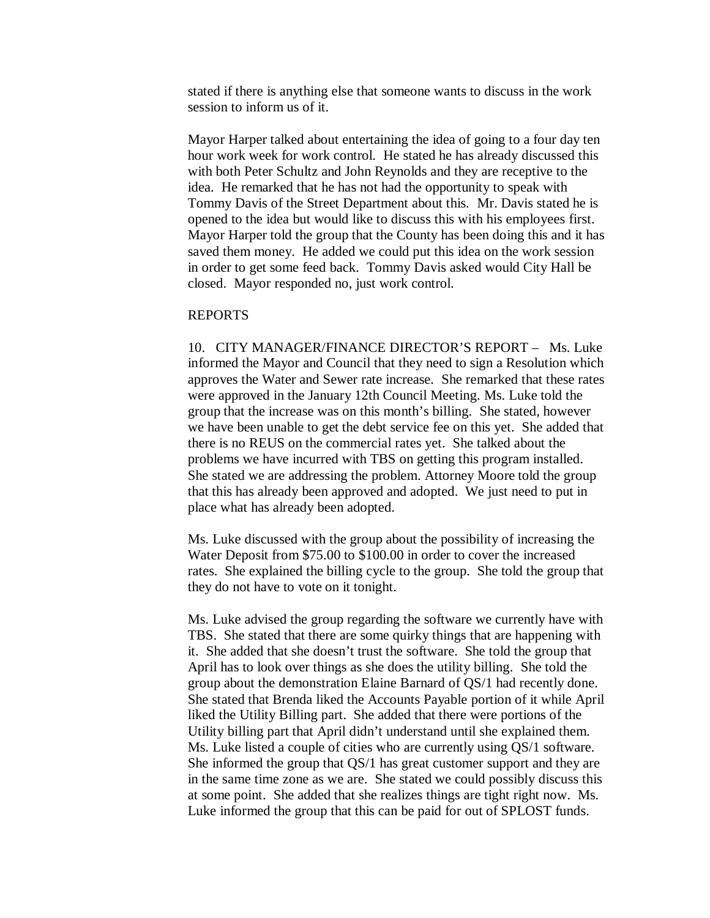stated if there is anything else that someone wants to discuss in the work session to inform us of it.

Mayor Harper talked about entertaining the idea of going to a four day ten hour work week for work control. He stated he has already discussed this with both Peter Schultz and John Reynolds and they are receptive to the idea. He remarked that he has not had the opportunity to speak with Tommy Davis of the Street Department about this. Mr. Davis stated he is opened to the idea but would like to discuss this with his employees first. Mayor Harper told the group that the County has been doing this and it has saved them money. He added we could put this idea on the work session in order to get some feed back. Tommy Davis asked would City Hall be closed. Mayor responded no, just work control.

REPORTS

10. CITY MANAGER/FINANCE DIRECTOR'S REPORT – Ms. Luke informed the Mayor and Council that they need to sign a Resolution which approves the Water and Sewer rate increase. She remarked that these rates were approved in the January 12th Council Meeting. Ms. Luke told the group that the increase was on this month's billing. She stated, however we have been unable to get the debt service fee on this yet. She added that there is no REUS on the commercial rates yet. She talked about the problems we have incurred with TBS on getting this program installed. She stated we are addressing the problem. Attorney Moore told the group that this has already been approved and adopted. We just need to put in place what has already been adopted.

Ms. Luke discussed with the group about the possibility of increasing the Water Deposit from $75.00 to $100.00 in order to cover the increased rates. She explained the billing cycle to the group. She told the group that they do not have to vote on it tonight.

Ms. Luke advised the group regarding the software we currently have with TBS. She stated that there are some quirky things that are happening with it. She added that she doesn't trust the software. She told the group that April has to look over things as she does the utility billing. She told the group about the demonstration Elaine Barnard of QS/1 had recently done. She stated that Brenda liked the Accounts Payable portion of it while April liked the Utility Billing part. She added that there were portions of the Utility billing part that April didn't understand until she explained them. Ms. Luke listed a couple of cities who are currently using QS/1 software. She informed the group that QS/1 has great customer support and they are in the same time zone as we are. She stated we could possibly discuss this at some point. She added that she realizes things are tight right now. Ms. Luke informed the group that this can be paid for out of SPLOST funds.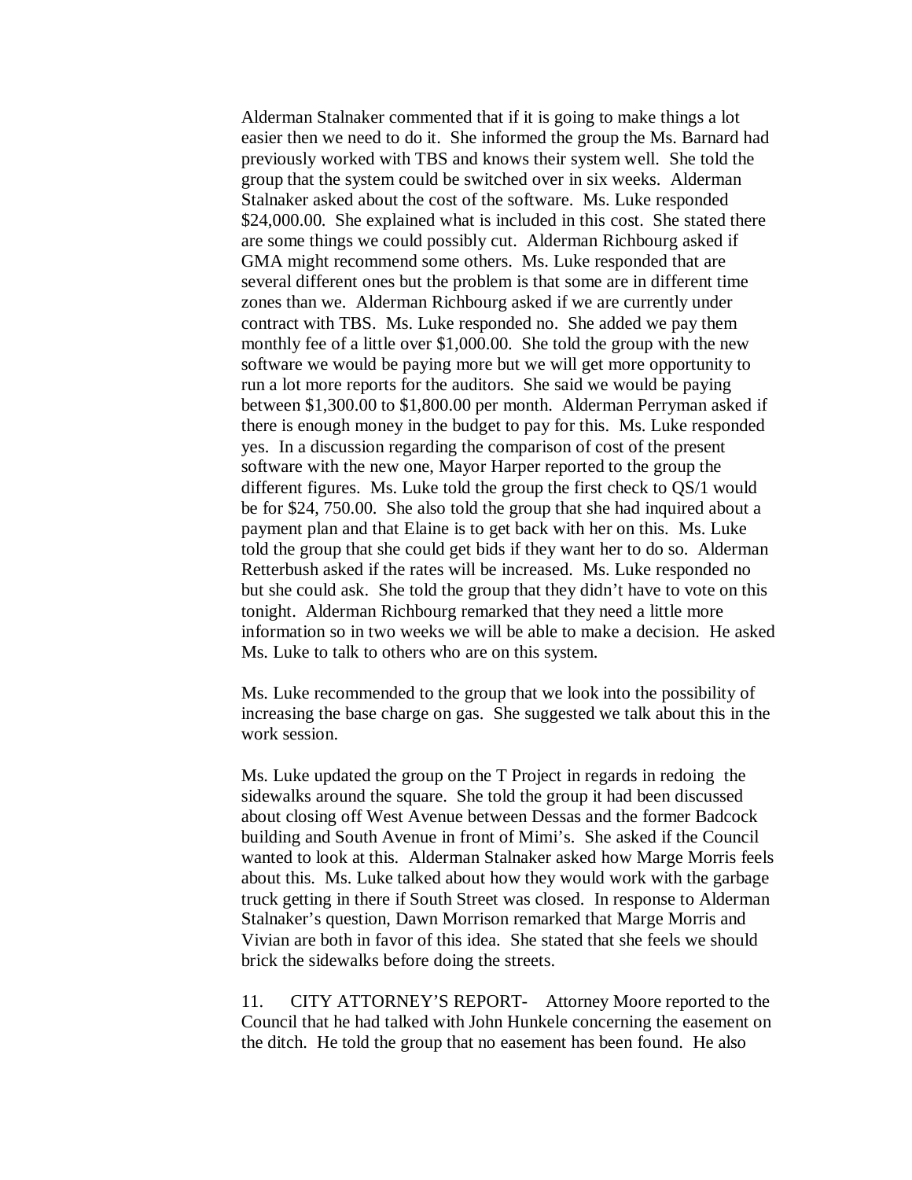Alderman Stalnaker commented that if it is going to make things a lot easier then we need to do it. She informed the group the Ms. Barnard had previously worked with TBS and knows their system well. She told the group that the system could be switched over in six weeks. Alderman Stalnaker asked about the cost of the software. Ms. Luke responded $24,000.00. She explained what is included in this cost. She stated there are some things we could possibly cut. Alderman Richbourg asked if GMA might recommend some others. Ms. Luke responded that are several different ones but the problem is that some are in different time zones than we. Alderman Richbourg asked if we are currently under contract with TBS. Ms. Luke responded no. She added we pay them monthly fee of a little over $1,000.00. She told the group with the new software we would be paying more but we will get more opportunity to run a lot more reports for the auditors. She said we would be paying between $1,300.00 to $1,800.00 per month. Alderman Perryman asked if there is enough money in the budget to pay for this. Ms. Luke responded yes. In a discussion regarding the comparison of cost of the present software with the new one, Mayor Harper reported to the group the different figures. Ms. Luke told the group the first check to QS/1 would be for $24, 750.00. She also told the group that she had inquired about a payment plan and that Elaine is to get back with her on this. Ms. Luke told the group that she could get bids if they want her to do so. Alderman Retterbush asked if the rates will be increased. Ms. Luke responded no but she could ask. She told the group that they didn't have to vote on this tonight. Alderman Richbourg remarked that they need a little more information so in two weeks we will be able to make a decision. He asked Ms. Luke to talk to others who are on this system.

Ms. Luke recommended to the group that we look into the possibility of increasing the base charge on gas. She suggested we talk about this in the work session.

Ms. Luke updated the group on the T Project in regards in redoing the sidewalks around the square. She told the group it had been discussed about closing off West Avenue between Dessas and the former Badcock building and South Avenue in front of Mimi's. She asked if the Council wanted to look at this. Alderman Stalnaker asked how Marge Morris feels about this. Ms. Luke talked about how they would work with the garbage truck getting in there if South Street was closed. In response to Alderman Stalnaker's question, Dawn Morrison remarked that Marge Morris and Vivian are both in favor of this idea. She stated that she feels we should brick the sidewalks before doing the streets.

11. CITY ATTORNEY'S REPORT- Attorney Moore reported to the Council that he had talked with John Hunkele concerning the easement on the ditch. He told the group that no easement has been found. He also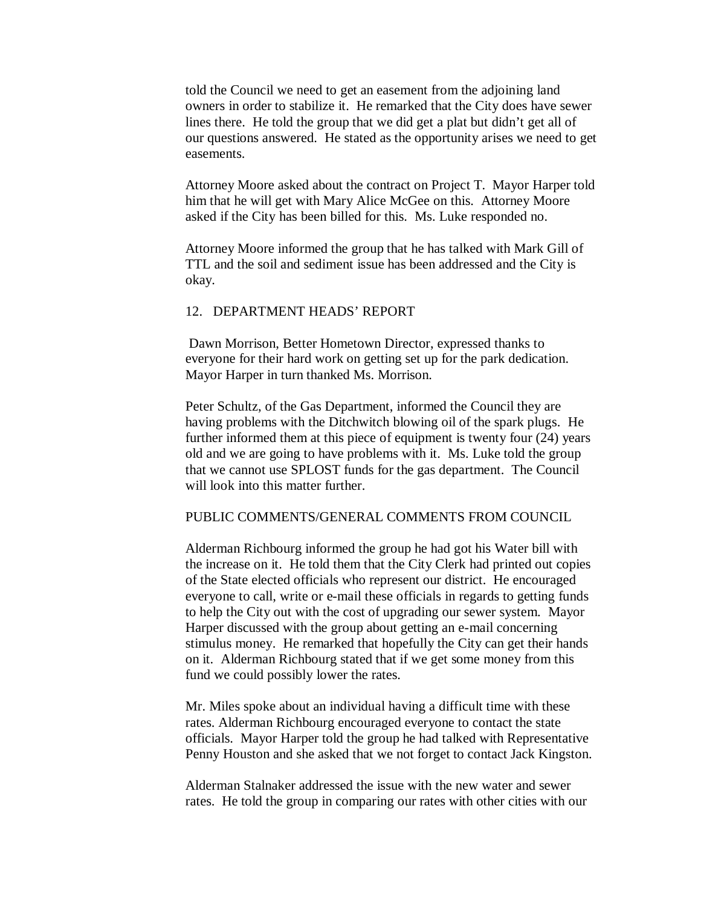told the Council we need to get an easement from the adjoining land owners in order to stabilize it. He remarked that the City does have sewer lines there. He told the group that we did get a plat but didn't get all of our questions answered. He stated as the opportunity arises we need to get easements.

Attorney Moore asked about the contract on Project T. Mayor Harper told him that he will get with Mary Alice McGee on this. Attorney Moore asked if the City has been billed for this. Ms. Luke responded no.

Attorney Moore informed the group that he has talked with Mark Gill of TTL and the soil and sediment issue has been addressed and the City is okay.

12. DEPARTMENT HEADS' REPORT

Dawn Morrison, Better Hometown Director, expressed thanks to everyone for their hard work on getting set up for the park dedication. Mayor Harper in turn thanked Ms. Morrison.

Peter Schultz, of the Gas Department, informed the Council they are having problems with the Ditchwitch blowing oil of the spark plugs. He further informed them at this piece of equipment is twenty four (24) years old and we are going to have problems with it. Ms. Luke told the group that we cannot use SPLOST funds for the gas department. The Council will look into this matter further.

PUBLIC COMMENTS/GENERAL COMMENTS FROM COUNCIL

Alderman Richbourg informed the group he had got his Water bill with the increase on it. He told them that the City Clerk had printed out copies of the State elected officials who represent our district. He encouraged everyone to call, write or e-mail these officials in regards to getting funds to help the City out with the cost of upgrading our sewer system. Mayor Harper discussed with the group about getting an e-mail concerning stimulus money. He remarked that hopefully the City can get their hands on it. Alderman Richbourg stated that if we get some money from this fund we could possibly lower the rates.

Mr. Miles spoke about an individual having a difficult time with these rates. Alderman Richbourg encouraged everyone to contact the state officials. Mayor Harper told the group he had talked with Representative Penny Houston and she asked that we not forget to contact Jack Kingston.

Alderman Stalnaker addressed the issue with the new water and sewer rates. He told the group in comparing our rates with other cities with our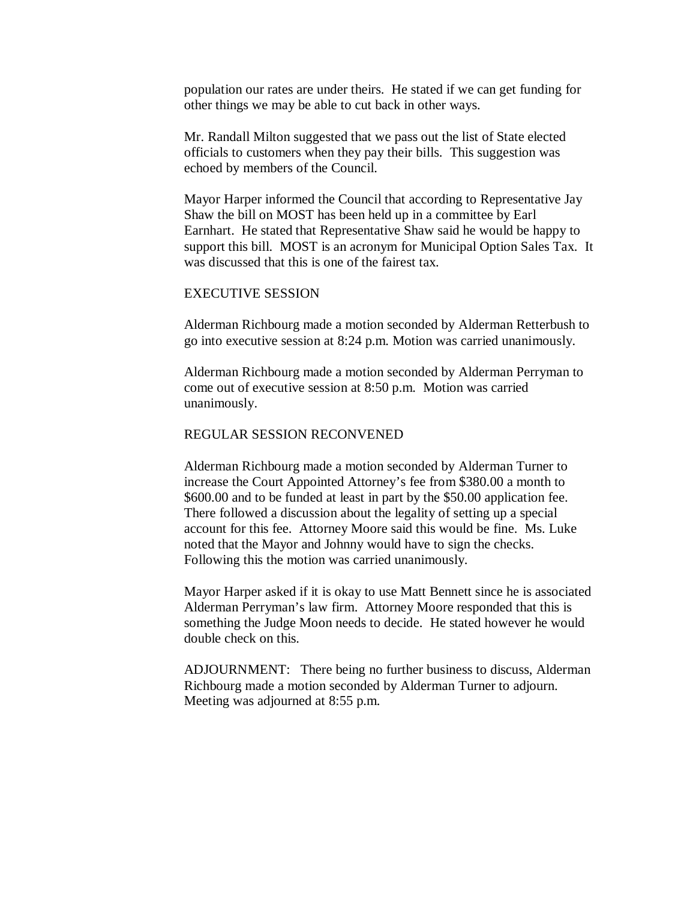population our rates are under theirs. He stated if we can get funding for other things we may be able to cut back in other ways.

Mr. Randall Milton suggested that we pass out the list of State elected officials to customers when they pay their bills. This suggestion was echoed by members of the Council.

Mayor Harper informed the Council that according to Representative Jay Shaw the bill on MOST has been held up in a committee by Earl Earnhart. He stated that Representative Shaw said he would be happy to support this bill. MOST is an acronym for Municipal Option Sales Tax. It was discussed that this is one of the fairest tax.

EXECUTIVE SESSION

Alderman Richbourg made a motion seconded by Alderman Retterbush to go into executive session at 8:24 p.m. Motion was carried unanimously.

Alderman Richbourg made a motion seconded by Alderman Perryman to come out of executive session at 8:50 p.m. Motion was carried unanimously.

REGULAR SESSION RECONVENED

Alderman Richbourg made a motion seconded by Alderman Turner to increase the Court Appointed Attorney's fee from $380.00 a month to $600.00 and to be funded at least in part by the $50.00 application fee. There followed a discussion about the legality of setting up a special account for this fee. Attorney Moore said this would be fine. Ms. Luke noted that the Mayor and Johnny would have to sign the checks. Following this the motion was carried unanimously.

Mayor Harper asked if it is okay to use Matt Bennett since he is associated Alderman Perryman's law firm. Attorney Moore responded that this is something the Judge Moon needs to decide. He stated however he would double check on this.

ADJOURNMENT: There being no further business to discuss, Alderman Richbourg made a motion seconded by Alderman Turner to adjourn. Meeting was adjourned at 8:55 p.m.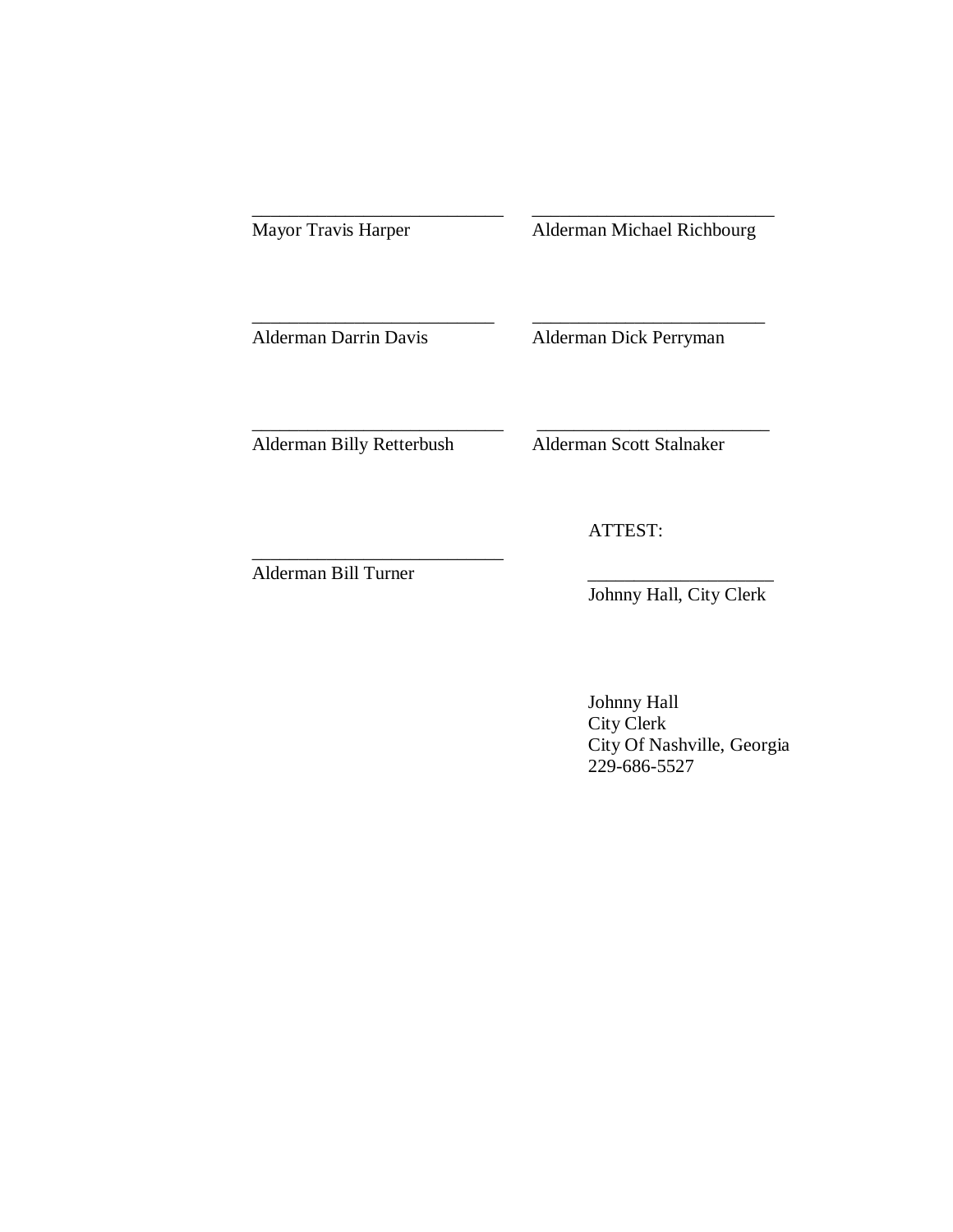| | |
|---|---|
| ___________________________ | ___________________________ |
| Mayor Travis Harper | Alderman Michael Richbourg |
| ___________________________ | ___________________________ |
| Alderman Darrin Davis | Alderman Dick Perryman |
| ___________________________ | ___________________________ |
| Alderman Billy Retterbush | Alderman Scott Stalnaker |

ATTEST:

___________________________
Alderman Bill Turner

___________________________
Johnny Hall, City Clerk

Johnny Hall
City Clerk
City Of Nashville, Georgia
229-686-5527